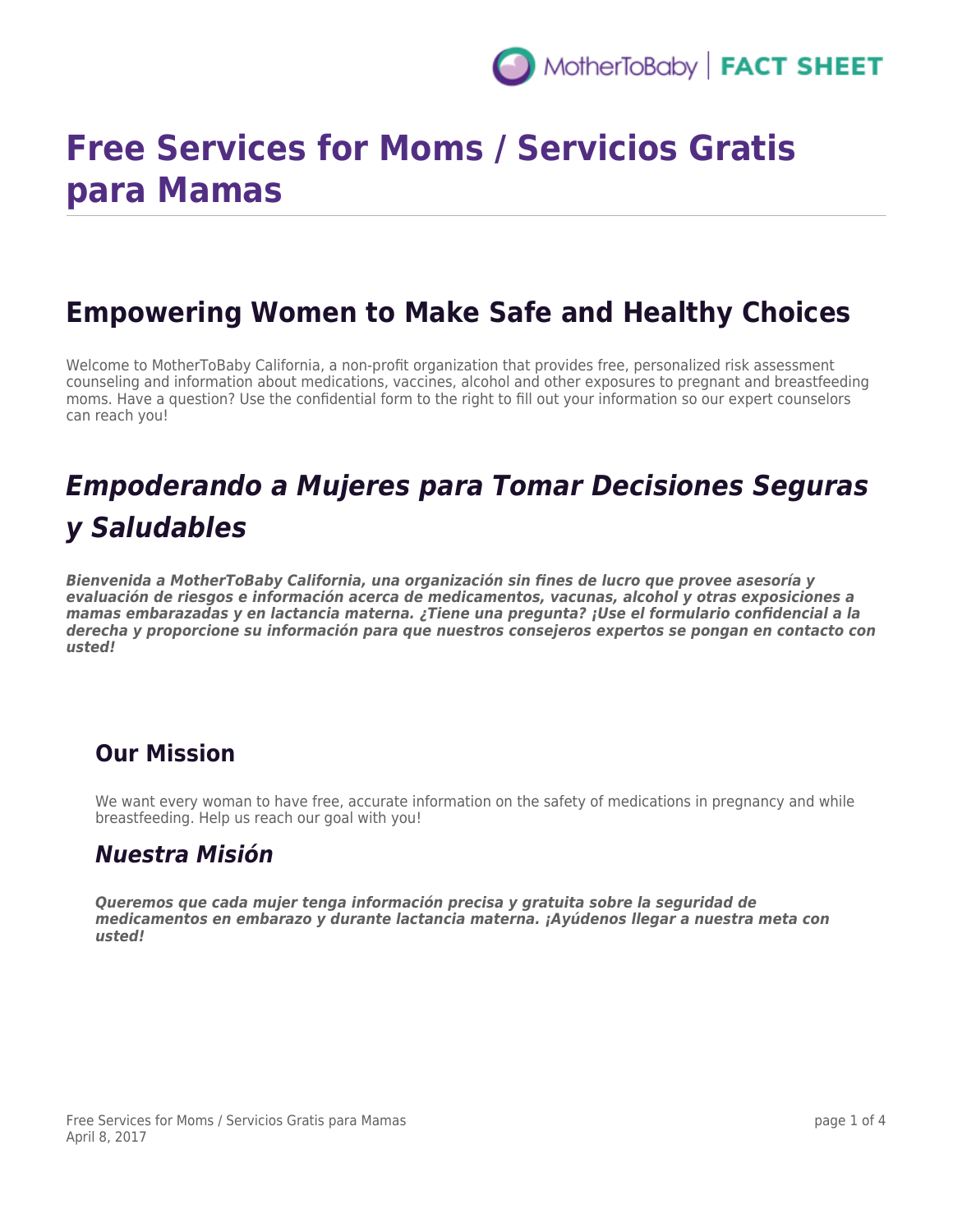# Free Services for Moms / Servicios Gratis para Mamas

## Empowering Women to Make Safe and Healthy Choices

Welcome to MotherToBaby California, a non-profit organization that provides free, personalized risk assessment counseling and information about medications, vaccines, alcohol and other exposures to pregnant and breastfeeding moms. Have a question? Use the confidential form to the right to fill out your information so our expert counselors can reach you!

## *Empoderando a Mujeres para Tomar Decisiones Seguras y Saludables*

***Bienvenida a MotherToBaby California, una organización sin fines de lucro que provee asesoría y evaluación de riesgos e información acerca de medicamentos, vacunas, alcohol y otras exposiciones a mamas embarazadas y en lactancia materna. ¿Tiene una pregunta? ¡Use el formulario confidencial a la derecha y proporcione su información para que nuestros consejeros expertos se pongan en contacto con usted!***

### Our Mission

We want every woman to have free, accurate information on the safety of medications in pregnancy and while breastfeeding. Help us reach our goal with you!

### *Nuestra Misión*

***Queremos que cada mujer tenga información precisa y gratuita sobre la seguridad de medicamentos en embarazo y durante lactancia materna. ¡Ayúdenos llegar a nuestra meta con usted!***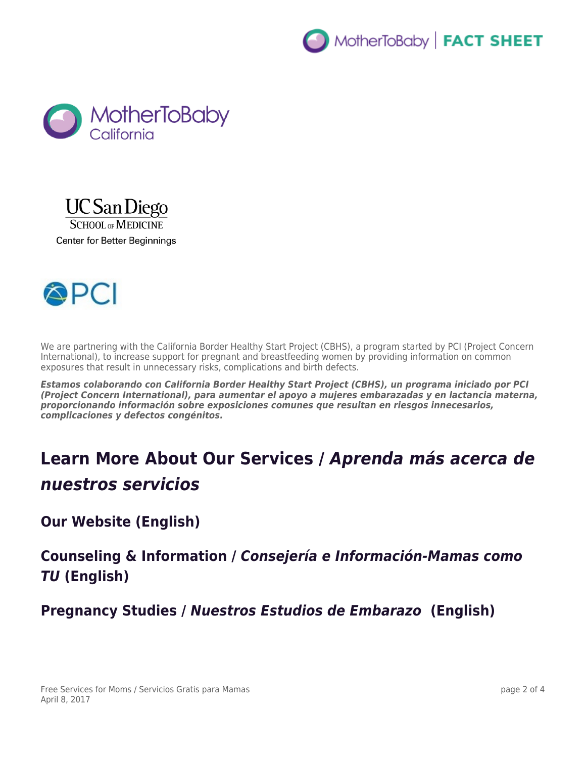We are partnering with the California Border Healthy Start Project (CBHS), a program started by PCI (Project Concern International), to increase support for pregnant and breastfeeding women by providing information on common exposures that result in unnecessary risks, complications and birth defects.

***Estamos colaborando con California Border Healthy Start Project (CBHS), un programa iniciado por PCI (Project Concern International), para aumentar el apoyo a mujeres embarazadas y en lactancia materna, proporcionando información sobre exposiciones comunes que resultan en riesgos innecesarios, complicaciones y defectos congénitos.***

## Learn More About Our Services / *Aprenda más acerca de nuestros servicios*

### Our Website (English)

### Counseling & Information / *Consejería e Información-Mamas como TU* (English)

### Pregnancy Studies / *Nuestros Estudios de Embarazo* (English)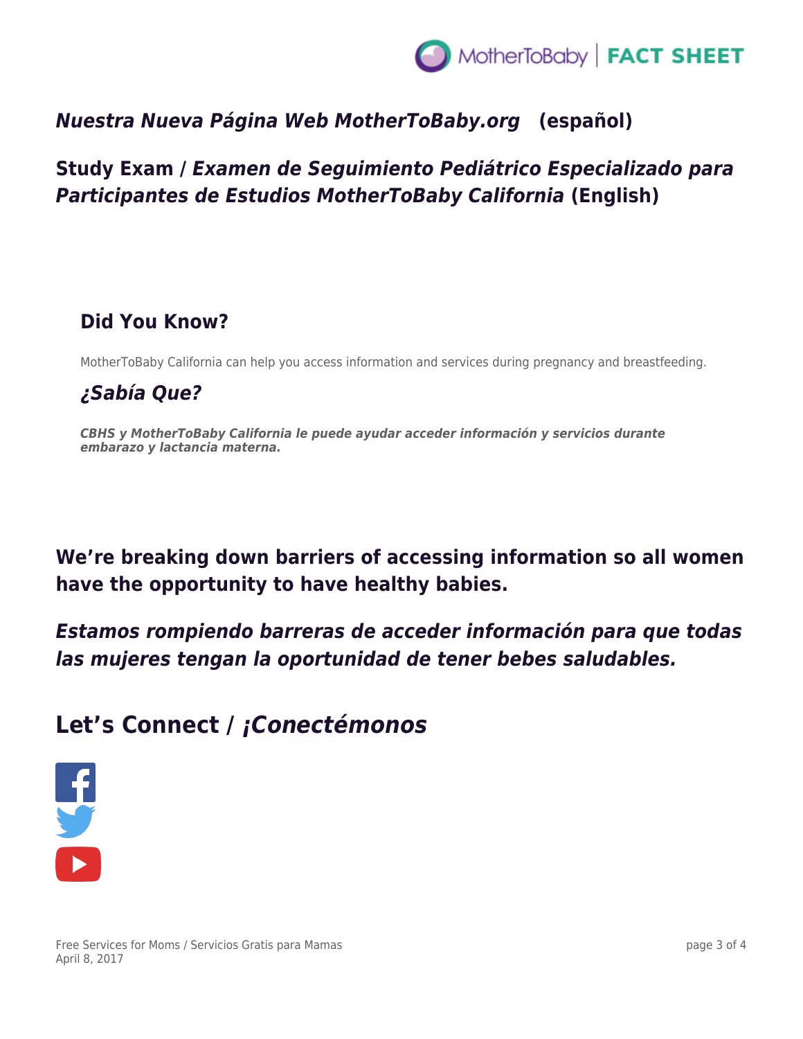***Nuestra Nueva Página Web MotherToBaby.org* (español)**

**Study Exam / *Examen de Seguimiento Pediátrico Especializado para Participantes de Estudios MotherToBaby California* (English)**

## Did You Know?

MotherToBaby California can help you access information and services during pregnancy and breastfeeding.

## *¿Sabía Que?*

***CBHS y MotherToBaby California le puede ayudar acceder información y servicios durante embarazo y lactancia materna.***

### We're breaking down barriers of accessing information so all women have the opportunity to have healthy babies.

### *Estamos rompiendo barreras de acceder información para que todas las mujeres tengan la oportunidad de tener bebes saludables.*

## Let's Connect / *¡Conectémonos*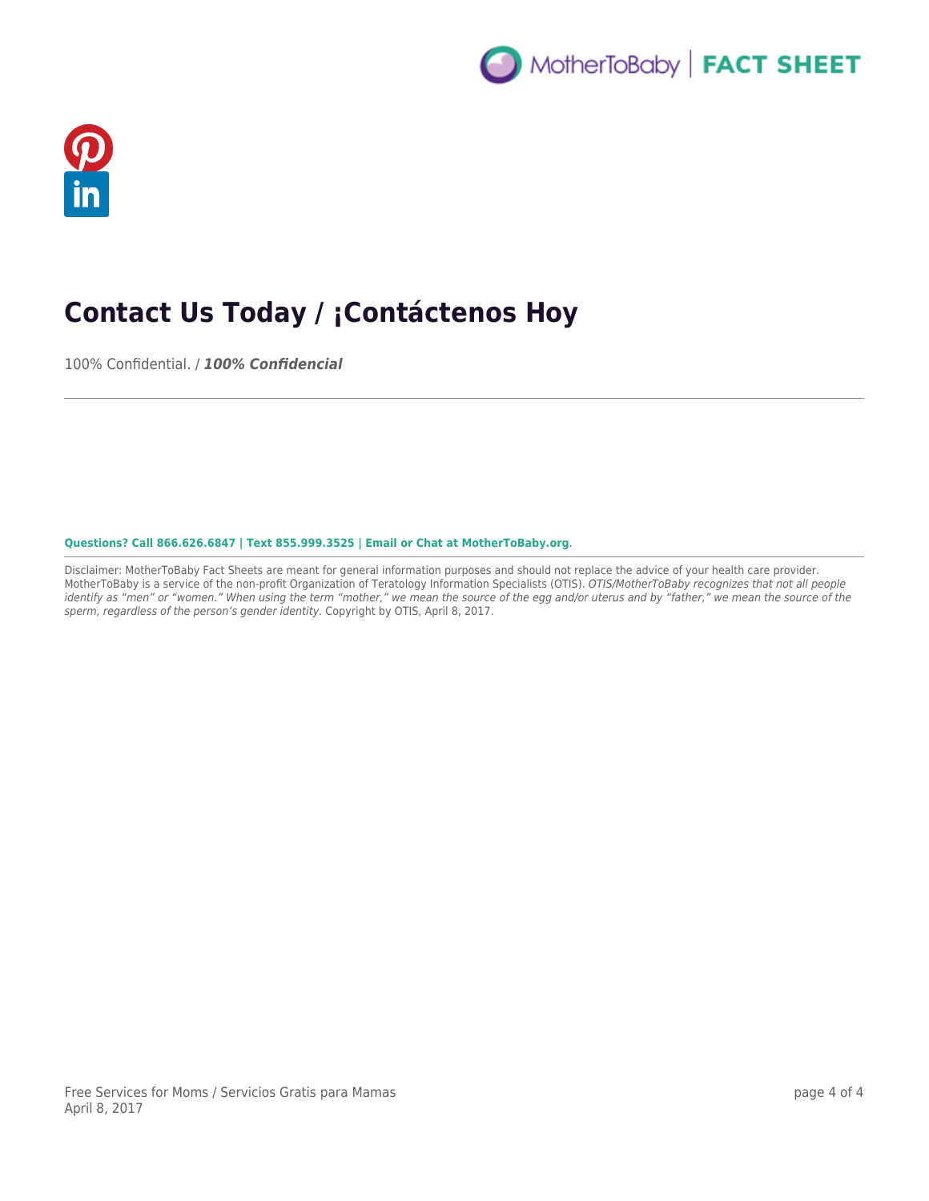## Contact Us Today / ¡Contáctenos Hoy

100% Confidential. / ***100% Confidencial***

---

**Questions? Call 866.626.6847 | Text 855.999.3525 | Email or Chat at MotherToBaby.org**.

---

Disclaimer: MotherToBaby Fact Sheets are meant for general information purposes and should not replace the advice of your health care provider. MotherToBaby is a service of the non-profit Organization of Teratology Information Specialists (OTIS). *OTIS/MotherToBaby recognizes that not all people identify as "men" or "women." When using the term "mother," we mean the source of the egg and/or uterus and by "father," we mean the source of the sperm, regardless of the person's gender identity*. Copyright by OTIS, April 8, 2017.